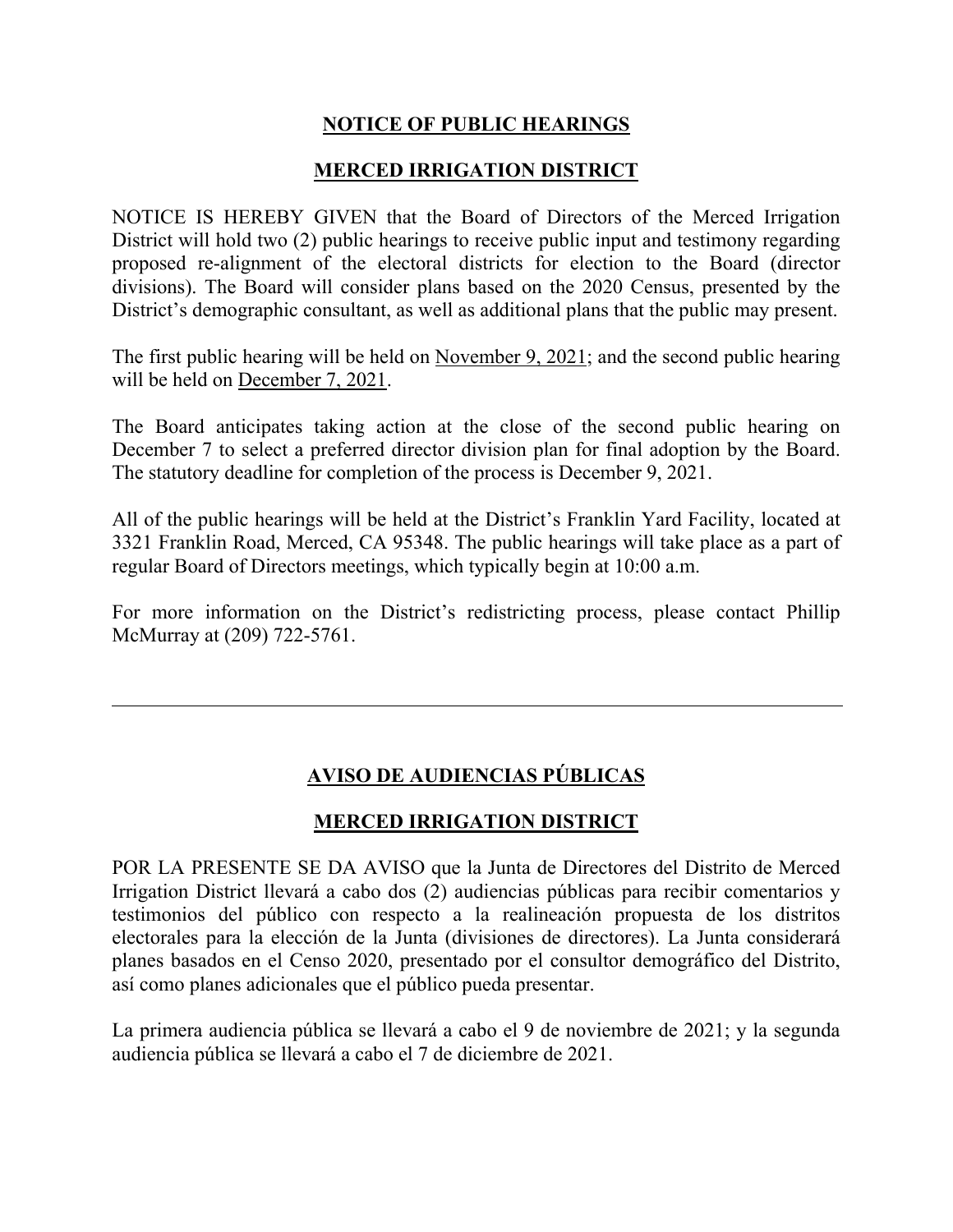# NOTICE OF PUBLIC HEARINGS

## MERCED IRRIGATION DISTRICT

NOTICE IS HEREBY GIVEN that the Board of Directors of the Merced Irrigation District will hold two (2) public hearings to receive public input and testimony regarding proposed re-alignment of the electoral districts for election to the Board (director divisions). The Board will consider plans based on the 2020 Census, presented by the District's demographic consultant, as well as additional plans that the public may present.

The first public hearing will be held on November 9, 2021; and the second public hearing will be held on December 7, 2021.

The Board anticipates taking action at the close of the second public hearing on December 7 to select a preferred director division plan for final adoption by the Board. The statutory deadline for completion of the process is December 9, 2021.

All of the public hearings will be held at the District's Franklin Yard Facility, located at 3321 Franklin Road, Merced, CA 95348. The public hearings will take place as a part of regular Board of Directors meetings, which typically begin at 10:00 a.m.

For more information on the District's redistricting process, please contact Phillip McMurray at (209) 722-5761.

---

# AVISO DE AUDIENCIAS PÚBLICAS

## MERCED IRRIGATION DISTRICT

POR LA PRESENTE SE DA AVISO que la Junta de Directores del Distrito de Merced Irrigation District llevará a cabo dos (2) audiencias públicas para recibir comentarios y testimonios del público con respecto a la realineación propuesta de los distritos electorales para la elección de la Junta (divisiones de directores). La Junta considerará planes basados en el Censo 2020, presentado por el consultor demográfico del Distrito, así como planes adicionales que el público pueda presentar.

La primera audiencia pública se llevará a cabo el 9 de noviembre de 2021; y la segunda audiencia pública se llevará a cabo el 7 de diciembre de 2021.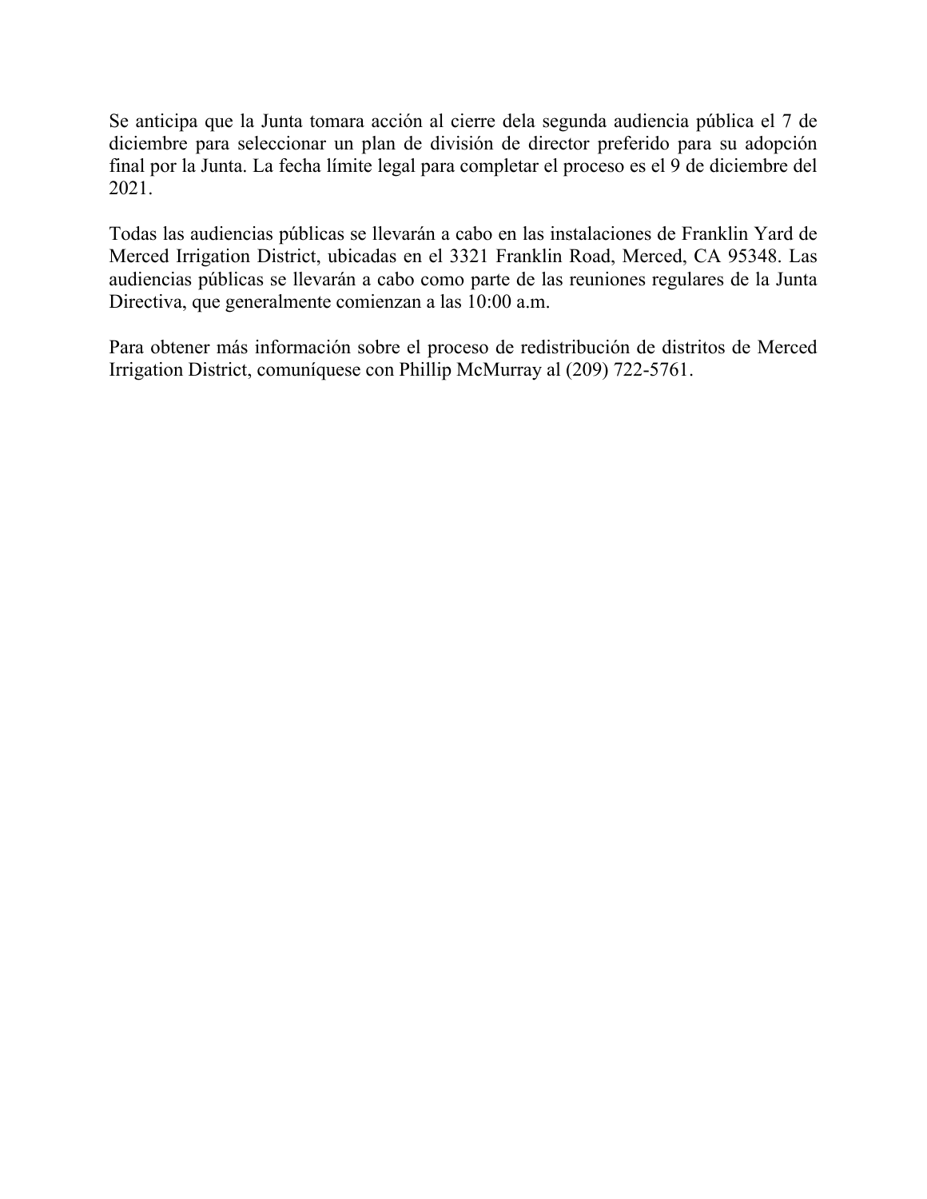Se anticipa que la Junta tomara acción al cierre dela segunda audiencia pública el 7 de diciembre para seleccionar un plan de división de director preferido para su adopción final por la Junta. La fecha límite legal para completar el proceso es el 9 de diciembre del 2021.

Todas las audiencias públicas se llevarán a cabo en las instalaciones de Franklin Yard de Merced Irrigation District, ubicadas en el 3321 Franklin Road, Merced, CA 95348. Las audiencias públicas se llevarán a cabo como parte de las reuniones regulares de la Junta Directiva, que generalmente comienzan a las 10:00 a.m.

Para obtener más información sobre el proceso de redistribución de distritos de Merced Irrigation District, comuníquese con Phillip McMurray al (209) 722-5761.